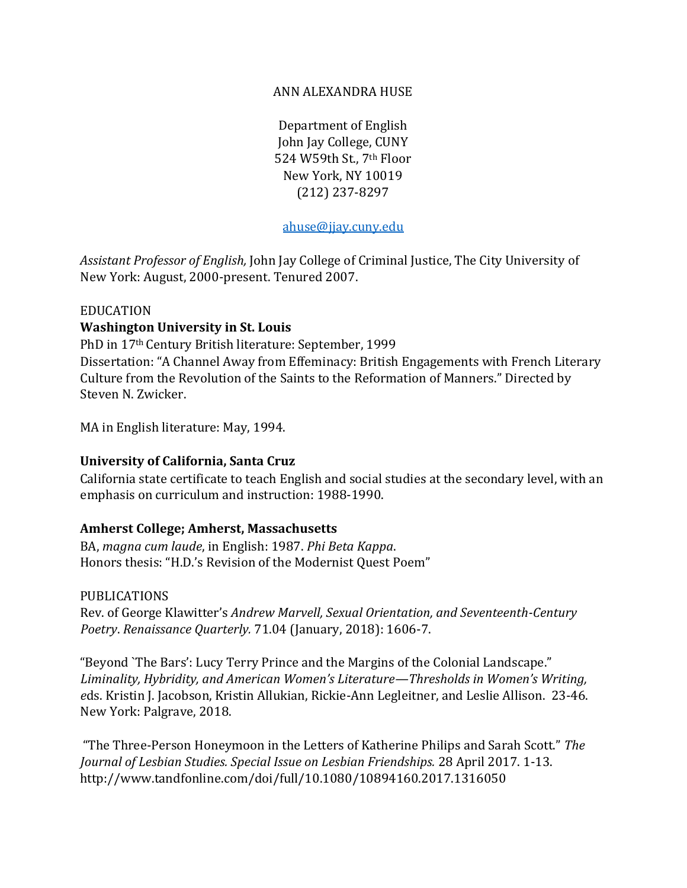# ANN ALEXANDRA HUSE

Department of English
John Jay College, CUNY
524 W59th St., 7th Floor
New York, NY 10019
(212) 237-8297

ahuse@jjay.cuny.edu

*Assistant Professor of English,* John Jay College of Criminal Justice, The City University of New York: August, 2000-present. Tenured 2007.

## EDUCATION

**Washington University in St. Louis**
PhD in 17th Century British literature: September, 1999
Dissertation: "A Channel Away from Effeminacy: British Engagements with French Literary Culture from the Revolution of the Saints to the Reformation of Manners." Directed by Steven N. Zwicker.

MA in English literature: May, 1994.

**University of California, Santa Cruz**
California state certificate to teach English and social studies at the secondary level, with an emphasis on curriculum and instruction: 1988-1990.

**Amherst College; Amherst, Massachusetts**
BA, *magna cum laude*, in English: 1987. *Phi Beta Kappa*.
Honors thesis: "H.D.'s Revision of the Modernist Quest Poem"

## PUBLICATIONS

Rev. of George Klawitter's *Andrew Marvell, Sexual Orientation, and Seventeenth-Century Poetry*. *Renaissance Quarterly.* 71.04 (January, 2018): 1606-7.

"Beyond `The Bars': Lucy Terry Prince and the Margins of the Colonial Landscape." *Liminality, Hybridity, and American Women's Literature—Thresholds in Women's Writing, e*ds. Kristin J. Jacobson, Kristin Allukian, Rickie-Ann Legleitner, and Leslie Allison. 23-46. New York: Palgrave, 2018.

"The Three-Person Honeymoon in the Letters of Katherine Philips and Sarah Scott." *The Journal of Lesbian Studies. Special Issue on Lesbian Friendships.* 28 April 2017. 1-13. http://www.tandfonline.com/doi/full/10.1080/10894160.2017.1316050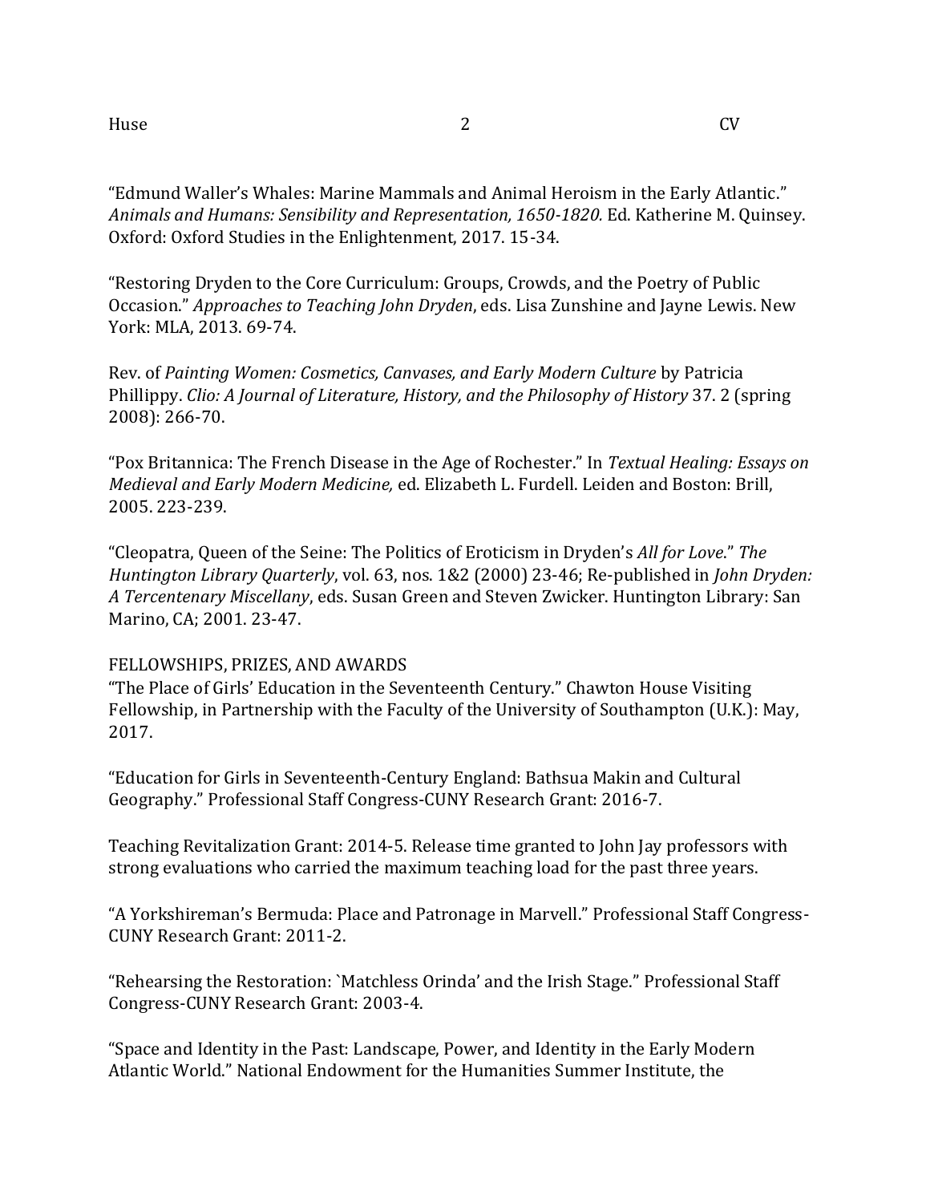“Edmund Waller’s Whales: Marine Mammals and Animal Heroism in the Early Atlantic.” *Animals and Humans: Sensibility and Representation, 1650-1820.* Ed. Katherine M. Quinsey. Oxford: Oxford Studies in the Enlightenment, 2017. 15-34.

“Restoring Dryden to the Core Curriculum: Groups, Crowds, and the Poetry of Public Occasion.” *Approaches to Teaching John Dryden*, eds. Lisa Zunshine and Jayne Lewis. New York: MLA, 2013. 69-74.

Rev. of *Painting Women: Cosmetics, Canvases, and Early Modern Culture* by Patricia Phillippy. *Clio: A Journal of Literature, History, and the Philosophy of History* 37. 2 (spring 2008): 266-70.

“Pox Britannica: The French Disease in the Age of Rochester.” In *Textual Healing: Essays on Medieval and Early Modern Medicine,* ed. Elizabeth L. Furdell. Leiden and Boston: Brill, 2005. 223-239.

“Cleopatra, Queen of the Seine: The Politics of Eroticism in Dryden’s *All for Love*.” *The Huntington Library Quarterly*, vol. 63, nos. 1&2 (2000) 23-46; Re-published in *John Dryden: A Tercentenary Miscellany*, eds. Susan Green and Steven Zwicker. Huntington Library: San Marino, CA; 2001. 23-47.

## FELLOWSHIPS, PRIZES, AND AWARDS

“The Place of Girls’ Education in the Seventeenth Century.” Chawton House Visiting Fellowship, in Partnership with the Faculty of the University of Southampton (U.K.): May, 2017.

“Education for Girls in Seventeenth-Century England: Bathsua Makin and Cultural Geography.” Professional Staff Congress-CUNY Research Grant: 2016-7.

Teaching Revitalization Grant: 2014-5. Release time granted to John Jay professors with strong evaluations who carried the maximum teaching load for the past three years.

“A Yorkshireman’s Bermuda: Place and Patronage in Marvell.” Professional Staff Congress-CUNY Research Grant: 2011-2.

“Rehearsing the Restoration: `Matchless Orinda’ and the Irish Stage.” Professional Staff Congress-CUNY Research Grant: 2003-4.

“Space and Identity in the Past: Landscape, Power, and Identity in the Early Modern Atlantic World.” National Endowment for the Humanities Summer Institute, the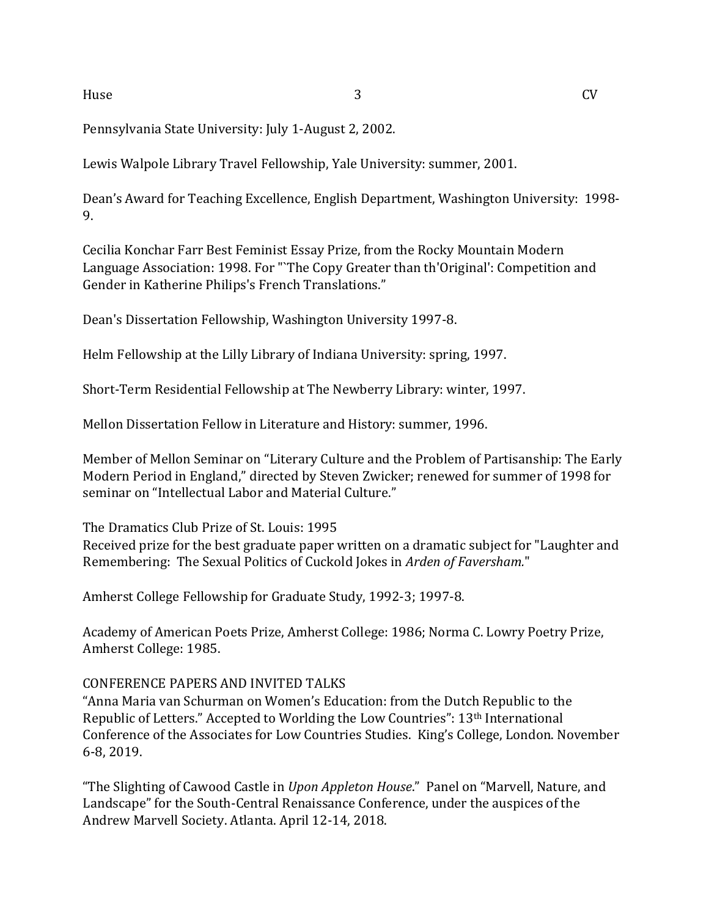Pennsylvania State University: July 1-August 2, 2002.

Lewis Walpole Library Travel Fellowship, Yale University: summer, 2001.

Dean's Award for Teaching Excellence, English Department, Washington University: 1998-9.

Cecilia Konchar Farr Best Feminist Essay Prize, from the Rocky Mountain Modern Language Association: 1998. For "`The Copy Greater than th'Original': Competition and Gender in Katherine Philips's French Translations."

Dean's Dissertation Fellowship, Washington University 1997-8.

Helm Fellowship at the Lilly Library of Indiana University: spring, 1997.

Short-Term Residential Fellowship at The Newberry Library: winter, 1997.

Mellon Dissertation Fellow in Literature and History: summer, 1996.

Member of Mellon Seminar on "Literary Culture and the Problem of Partisanship: The Early Modern Period in England," directed by Steven Zwicker; renewed for summer of 1998 for seminar on "Intellectual Labor and Material Culture."

The Dramatics Club Prize of St. Louis: 1995
Received prize for the best graduate paper written on a dramatic subject for "Laughter and Remembering: The Sexual Politics of Cuckold Jokes in *Arden of Faversham.*"

Amherst College Fellowship for Graduate Study, 1992-3; 1997-8.

Academy of American Poets Prize, Amherst College: 1986; Norma C. Lowry Poetry Prize, Amherst College: 1985.

CONFERENCE PAPERS AND INVITED TALKS

"Anna Maria van Schurman on Women's Education: from the Dutch Republic to the Republic of Letters." Accepted to Worlding the Low Countries": 13th International Conference of the Associates for Low Countries Studies. King's College, London. November 6-8, 2019.

"The Slighting of Cawood Castle in *Upon Appleton House*." Panel on "Marvell, Nature, and Landscape" for the South-Central Renaissance Conference, under the auspices of the Andrew Marvell Society. Atlanta. April 12-14, 2018.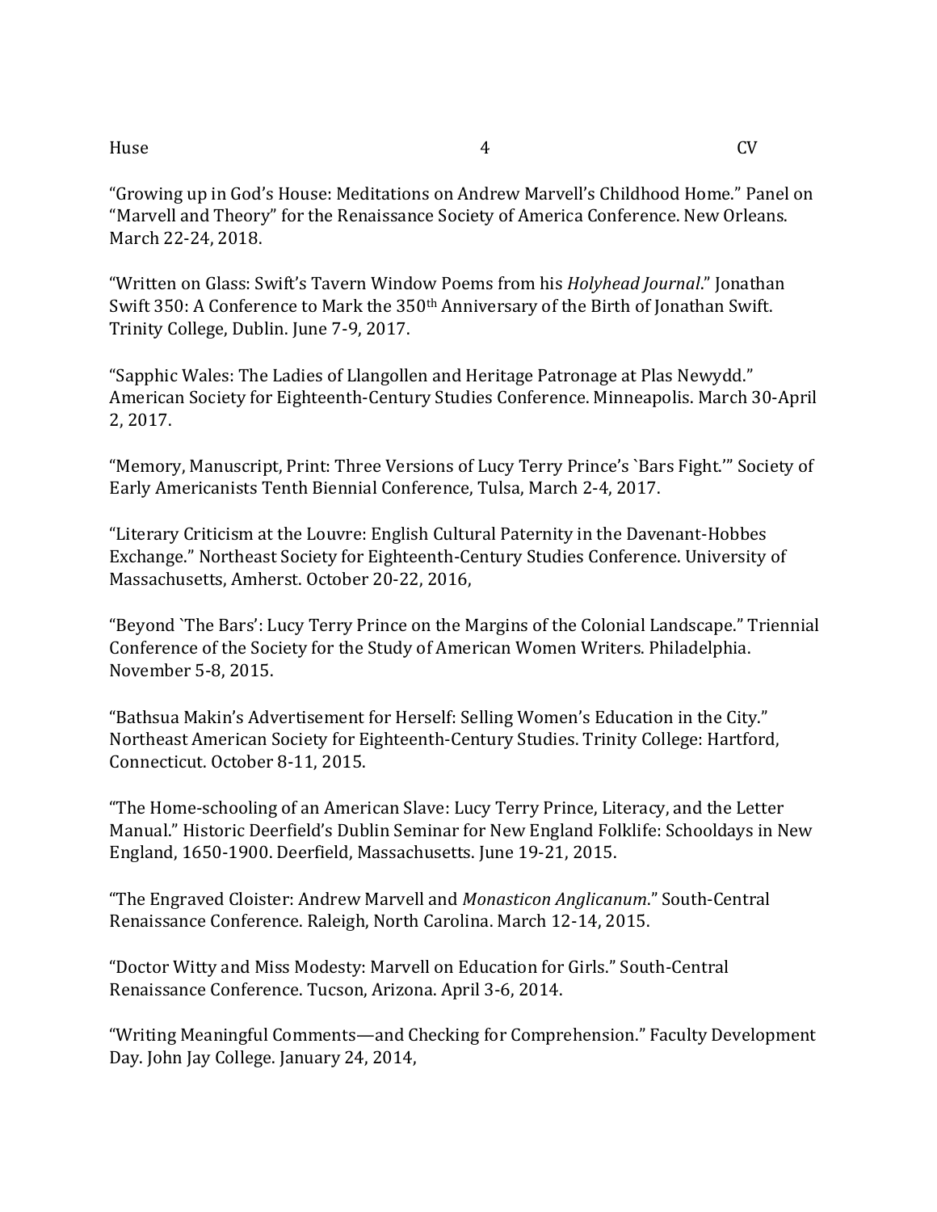"Growing up in God's House: Meditations on Andrew Marvell's Childhood Home." Panel on "Marvell and Theory" for the Renaissance Society of America Conference. New Orleans. March 22-24, 2018.

"Written on Glass: Swift's Tavern Window Poems from his *Holyhead Journal*." Jonathan Swift 350: A Conference to Mark the 350th Anniversary of the Birth of Jonathan Swift. Trinity College, Dublin. June 7-9, 2017.

"Sapphic Wales: The Ladies of Llangollen and Heritage Patronage at Plas Newydd." American Society for Eighteenth-Century Studies Conference. Minneapolis. March 30-April 2, 2017.

"Memory, Manuscript, Print: Three Versions of Lucy Terry Prince's `Bars Fight.'" Society of Early Americanists Tenth Biennial Conference, Tulsa, March 2-4, 2017.

"Literary Criticism at the Louvre: English Cultural Paternity in the Davenant-Hobbes Exchange." Northeast Society for Eighteenth-Century Studies Conference. University of Massachusetts, Amherst. October 20-22, 2016,

"Beyond `The Bars': Lucy Terry Prince on the Margins of the Colonial Landscape." Triennial Conference of the Society for the Study of American Women Writers. Philadelphia. November 5-8, 2015.

"Bathsua Makin's Advertisement for Herself: Selling Women's Education in the City." Northeast American Society for Eighteenth-Century Studies. Trinity College: Hartford, Connecticut. October 8-11, 2015.

"The Home-schooling of an American Slave: Lucy Terry Prince, Literacy, and the Letter Manual." Historic Deerfield's Dublin Seminar for New England Folklife: Schooldays in New England, 1650-1900. Deerfield, Massachusetts. June 19-21, 2015.

"The Engraved Cloister: Andrew Marvell and *Monasticon Anglicanum*." South-Central Renaissance Conference. Raleigh, North Carolina. March 12-14, 2015.

"Doctor Witty and Miss Modesty: Marvell on Education for Girls." South-Central Renaissance Conference. Tucson, Arizona. April 3-6, 2014.

"Writing Meaningful Comments—and Checking for Comprehension." Faculty Development Day. John Jay College. January 24, 2014,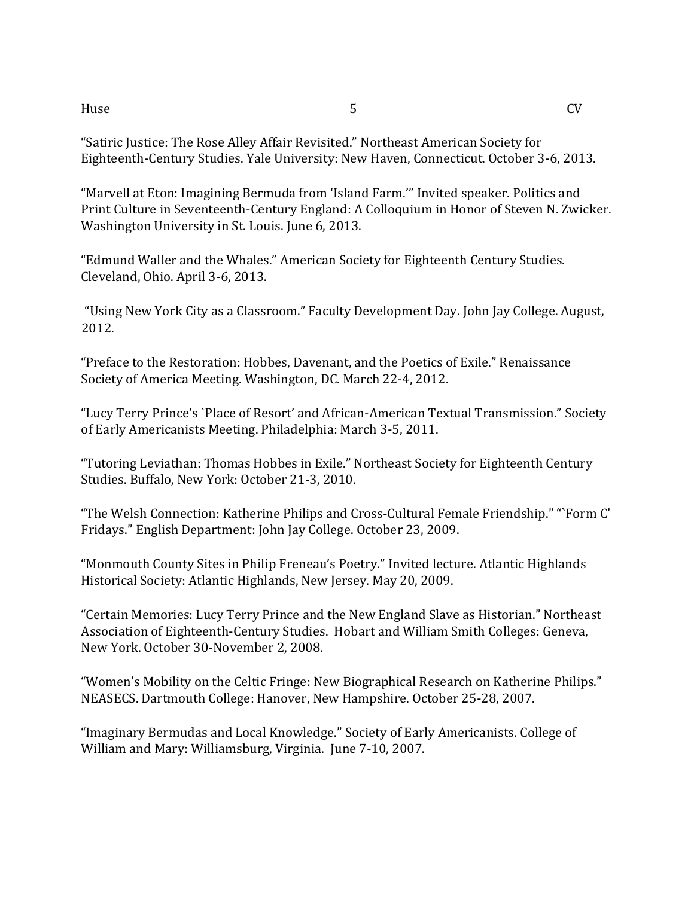"Satiric Justice: The Rose Alley Affair Revisited." Northeast American Society for Eighteenth-Century Studies. Yale University: New Haven, Connecticut. October 3-6, 2013.

"Marvell at Eton: Imagining Bermuda from 'Island Farm.'" Invited speaker. Politics and Print Culture in Seventeenth-Century England: A Colloquium in Honor of Steven N. Zwicker. Washington University in St. Louis. June 6, 2013.

"Edmund Waller and the Whales." American Society for Eighteenth Century Studies. Cleveland, Ohio. April 3-6, 2013.

"Using New York City as a Classroom." Faculty Development Day. John Jay College. August, 2012.

"Preface to the Restoration: Hobbes, Davenant, and the Poetics of Exile." Renaissance Society of America Meeting. Washington, DC. March 22-4, 2012.

"Lucy Terry Prince's `Place of Resort' and African-American Textual Transmission." Society of Early Americanists Meeting. Philadelphia: March 3-5, 2011.

"Tutoring Leviathan: Thomas Hobbes in Exile." Northeast Society for Eighteenth Century Studies. Buffalo, New York: October 21-3, 2010.

"The Welsh Connection: Katherine Philips and Cross-Cultural Female Friendship." "`Form C' Fridays." English Department: John Jay College. October 23, 2009.

"Monmouth County Sites in Philip Freneau's Poetry." Invited lecture. Atlantic Highlands Historical Society: Atlantic Highlands, New Jersey. May 20, 2009.

"Certain Memories: Lucy Terry Prince and the New England Slave as Historian." Northeast Association of Eighteenth-Century Studies. Hobart and William Smith Colleges: Geneva, New York. October 30-November 2, 2008.

"Women's Mobility on the Celtic Fringe: New Biographical Research on Katherine Philips." NEASECS. Dartmouth College: Hanover, New Hampshire. October 25-28, 2007.

"Imaginary Bermudas and Local Knowledge." Society of Early Americanists. College of William and Mary: Williamsburg, Virginia. June 7-10, 2007.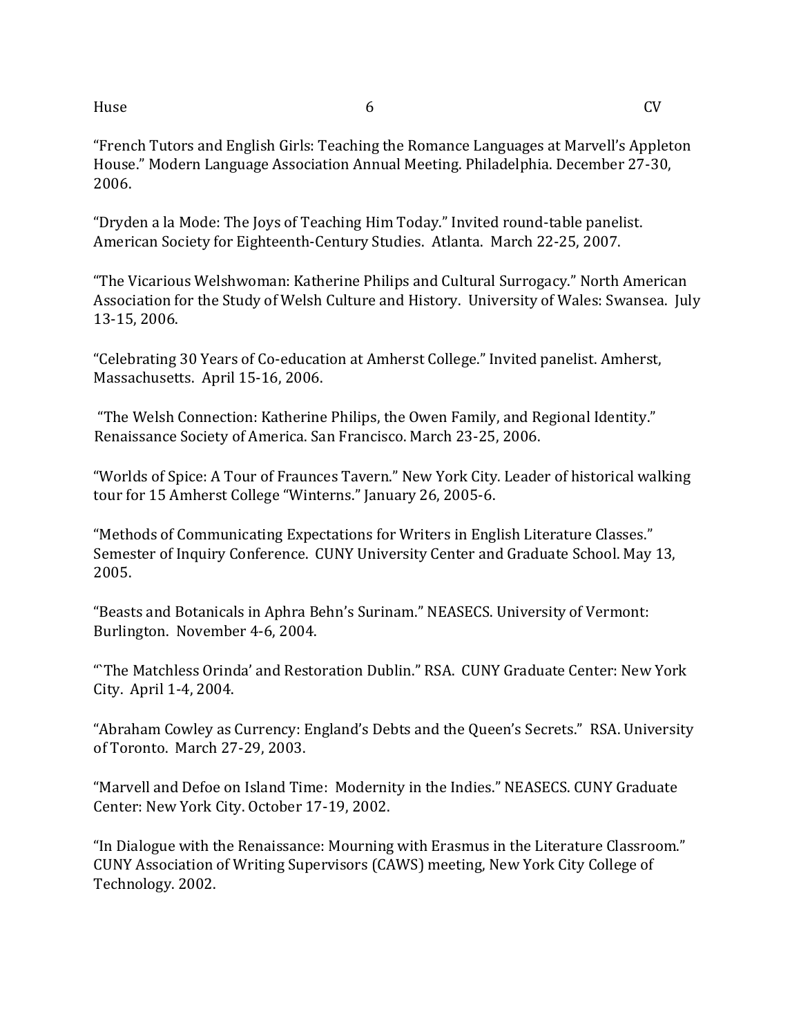“French Tutors and English Girls: Teaching the Romance Languages at Marvell’s Appleton House.” Modern Language Association Annual Meeting. Philadelphia. December 27-30, 2006.

“Dryden a la Mode: The Joys of Teaching Him Today.” Invited round-table panelist. American Society for Eighteenth-Century Studies. Atlanta. March 22-25, 2007.

“The Vicarious Welshwoman: Katherine Philips and Cultural Surrogacy.” North American Association for the Study of Welsh Culture and History. University of Wales: Swansea. July 13-15, 2006.

“Celebrating 30 Years of Co-education at Amherst College.” Invited panelist. Amherst, Massachusetts. April 15-16, 2006.

“The Welsh Connection: Katherine Philips, the Owen Family, and Regional Identity.” Renaissance Society of America. San Francisco. March 23-25, 2006.

“Worlds of Spice: A Tour of Fraunces Tavern.” New York City. Leader of historical walking tour for 15 Amherst College “Winterns.” January 26, 2005-6.

“Methods of Communicating Expectations for Writers in English Literature Classes.” Semester of Inquiry Conference. CUNY University Center and Graduate School. May 13, 2005.

“Beasts and Botanicals in Aphra Behn’s Surinam.” NEASECS. University of Vermont: Burlington. November 4-6, 2004.

“`The Matchless Orinda’ and Restoration Dublin.” RSA. CUNY Graduate Center: New York City. April 1-4, 2004.

“Abraham Cowley as Currency: England’s Debts and the Queen’s Secrets.” RSA. University of Toronto. March 27-29, 2003.

“Marvell and Defoe on Island Time: Modernity in the Indies.” NEASECS. CUNY Graduate Center: New York City. October 17-19, 2002.

“In Dialogue with the Renaissance: Mourning with Erasmus in the Literature Classroom.” CUNY Association of Writing Supervisors (CAWS) meeting, New York City College of Technology. 2002.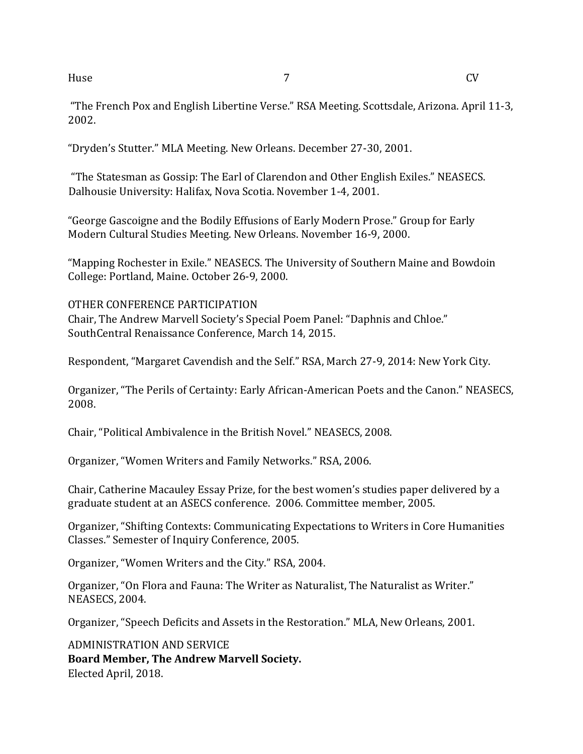"The French Pox and English Libertine Verse." RSA Meeting. Scottsdale, Arizona. April 11-3, 2002.

"Dryden's Stutter." MLA Meeting. New Orleans. December 27-30, 2001.

"The Statesman as Gossip: The Earl of Clarendon and Other English Exiles." NEASECS. Dalhousie University: Halifax, Nova Scotia. November 1-4, 2001.

"George Gascoigne and the Bodily Effusions of Early Modern Prose." Group for Early Modern Cultural Studies Meeting. New Orleans. November 16-9, 2000.

"Mapping Rochester in Exile." NEASECS. The University of Southern Maine and Bowdoin College: Portland, Maine. October 26-9, 2000.

OTHER CONFERENCE PARTICIPATION

Chair, The Andrew Marvell Society's Special Poem Panel: "Daphnis and Chloe." SouthCentral Renaissance Conference, March 14, 2015.

Respondent, "Margaret Cavendish and the Self." RSA, March 27-9, 2014: New York City.

Organizer, "The Perils of Certainty: Early African-American Poets and the Canon." NEASECS, 2008.

Chair, "Political Ambivalence in the British Novel." NEASECS, 2008.

Organizer, "Women Writers and Family Networks." RSA, 2006.

Chair, Catherine Macauley Essay Prize, for the best women's studies paper delivered by a graduate student at an ASECS conference. 2006. Committee member, 2005.

Organizer, "Shifting Contexts: Communicating Expectations to Writers in Core Humanities Classes." Semester of Inquiry Conference, 2005.

Organizer, "Women Writers and the City." RSA, 2004.

Organizer, "On Flora and Fauna: The Writer as Naturalist, The Naturalist as Writer." NEASECS, 2004.

Organizer, "Speech Deficits and Assets in the Restoration." MLA, New Orleans, 2001.

ADMINISTRATION AND SERVICE

**Board Member, The Andrew Marvell Society.**
Elected April, 2018.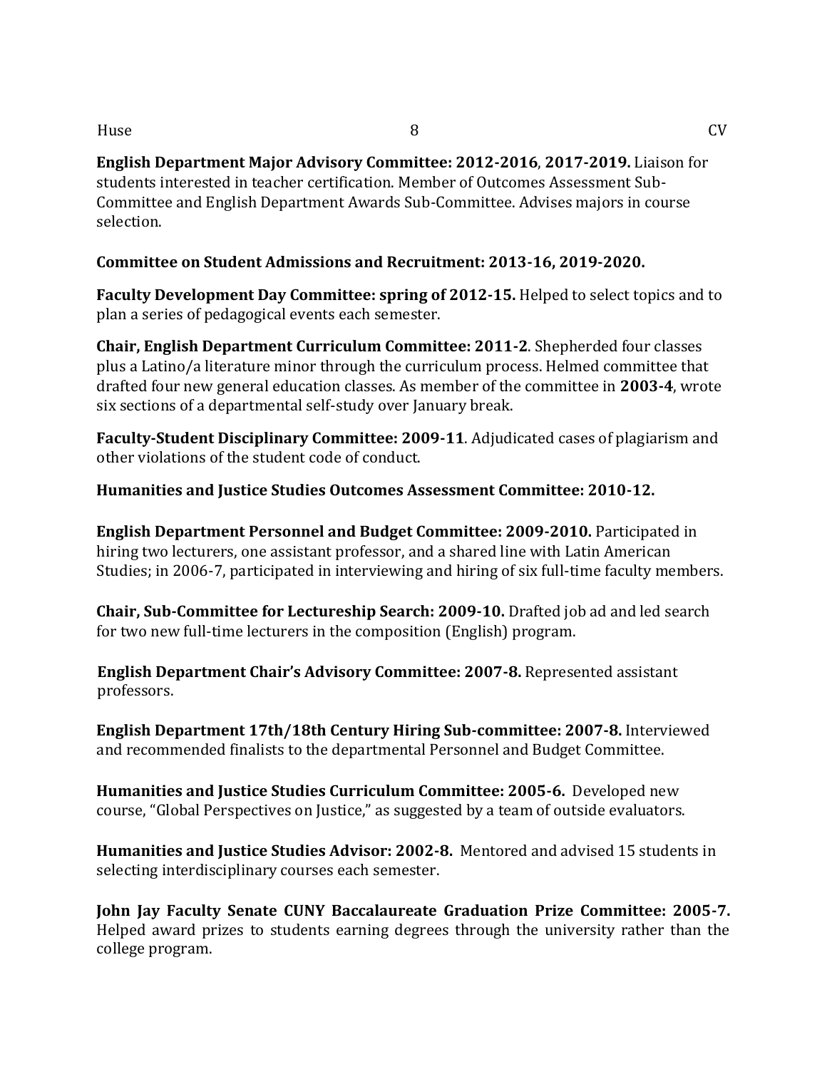**English Department Major Advisory Committee: 2012-2016**, **2017-2019.** Liaison for students interested in teacher certification. Member of Outcomes Assessment Sub-Committee and English Department Awards Sub-Committee. Advises majors in course selection.

**Committee on Student Admissions and Recruitment: 2013-16, 2019-2020.**

**Faculty Development Day Committee: spring of 2012-15.** Helped to select topics and to plan a series of pedagogical events each semester.

**Chair, English Department Curriculum Committee: 2011-2**. Shepherded four classes plus a Latino/a literature minor through the curriculum process. Helmed committee that drafted four new general education classes. As member of the committee in **2003-4**, wrote six sections of a departmental self-study over January break.

**Faculty-Student Disciplinary Committee: 2009-11**. Adjudicated cases of plagiarism and other violations of the student code of conduct.

**Humanities and Justice Studies Outcomes Assessment Committee: 2010-12.**

**English Department Personnel and Budget Committee: 2009-2010.** Participated in hiring two lecturers, one assistant professor, and a shared line with Latin American Studies; in 2006-7, participated in interviewing and hiring of six full-time faculty members.

**Chair, Sub-Committee for Lectureship Search: 2009-10.** Drafted job ad and led search for two new full-time lecturers in the composition (English) program.

**English Department Chair's Advisory Committee: 2007-8.** Represented assistant professors.

**English Department 17th/18th Century Hiring Sub-committee: 2007-8.** Interviewed and recommended finalists to the departmental Personnel and Budget Committee.

**Humanities and Justice Studies Curriculum Committee: 2005-6.** Developed new course, "Global Perspectives on Justice," as suggested by a team of outside evaluators.

**Humanities and Justice Studies Advisor: 2002-8.** Mentored and advised 15 students in selecting interdisciplinary courses each semester.

**John Jay Faculty Senate CUNY Baccalaureate Graduation Prize Committee: 2005-7.** Helped award prizes to students earning degrees through the university rather than the college program.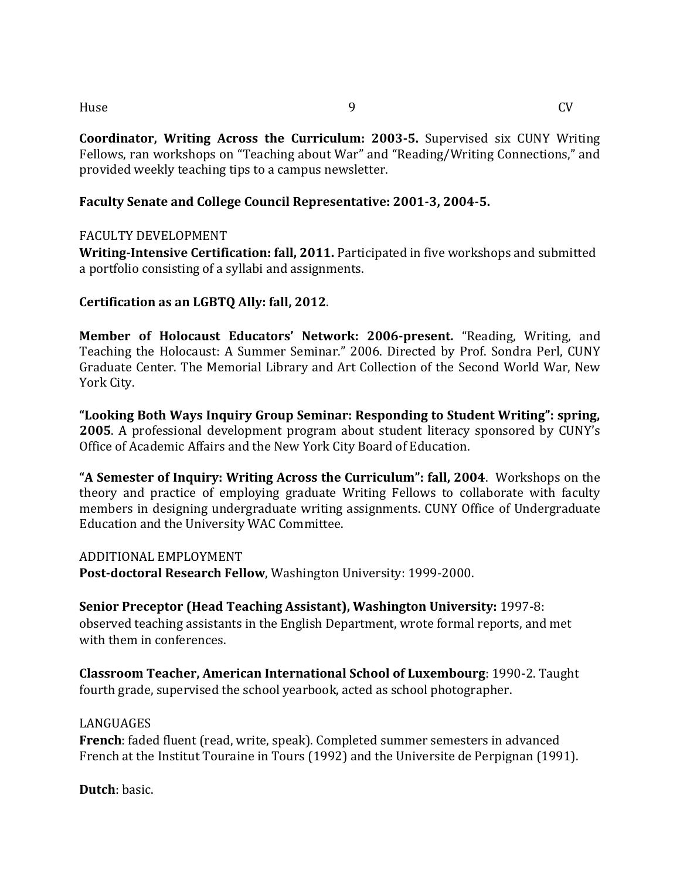**Coordinator, Writing Across the Curriculum: 2003-5.** Supervised six CUNY Writing Fellows, ran workshops on "Teaching about War" and "Reading/Writing Connections," and provided weekly teaching tips to a campus newsletter.

**Faculty Senate and College Council Representative: 2001-3, 2004-5.**

## FACULTY DEVELOPMENT

**Writing-Intensive Certification: fall, 2011.** Participated in five workshops and submitted a portfolio consisting of a syllabi and assignments.

**Certification as an LGBTQ Ally: fall, 2012**.

**Member of Holocaust Educators' Network: 2006-present.** "Reading, Writing, and Teaching the Holocaust: A Summer Seminar." 2006. Directed by Prof. Sondra Perl, CUNY Graduate Center. The Memorial Library and Art Collection of the Second World War, New York City.

**"Looking Both Ways Inquiry Group Seminar: Responding to Student Writing": spring, 2005**. A professional development program about student literacy sponsored by CUNY's Office of Academic Affairs and the New York City Board of Education.

**"A Semester of Inquiry: Writing Across the Curriculum": fall, 2004**. Workshops on the theory and practice of employing graduate Writing Fellows to collaborate with faculty members in designing undergraduate writing assignments. CUNY Office of Undergraduate Education and the University WAC Committee.

## ADDITIONAL EMPLOYMENT

**Post-doctoral Research Fellow**, Washington University: 1999-2000.

**Senior Preceptor (Head Teaching Assistant), Washington University:** 1997-8: observed teaching assistants in the English Department, wrote formal reports, and met with them in conferences.

**Classroom Teacher, American International School of Luxembourg**: 1990-2. Taught fourth grade, supervised the school yearbook, acted as school photographer.

## LANGUAGES

**French**: faded fluent (read, write, speak). Completed summer semesters in advanced French at the Institut Touraine in Tours (1992) and the Universite de Perpignan (1991).

**Dutch**: basic.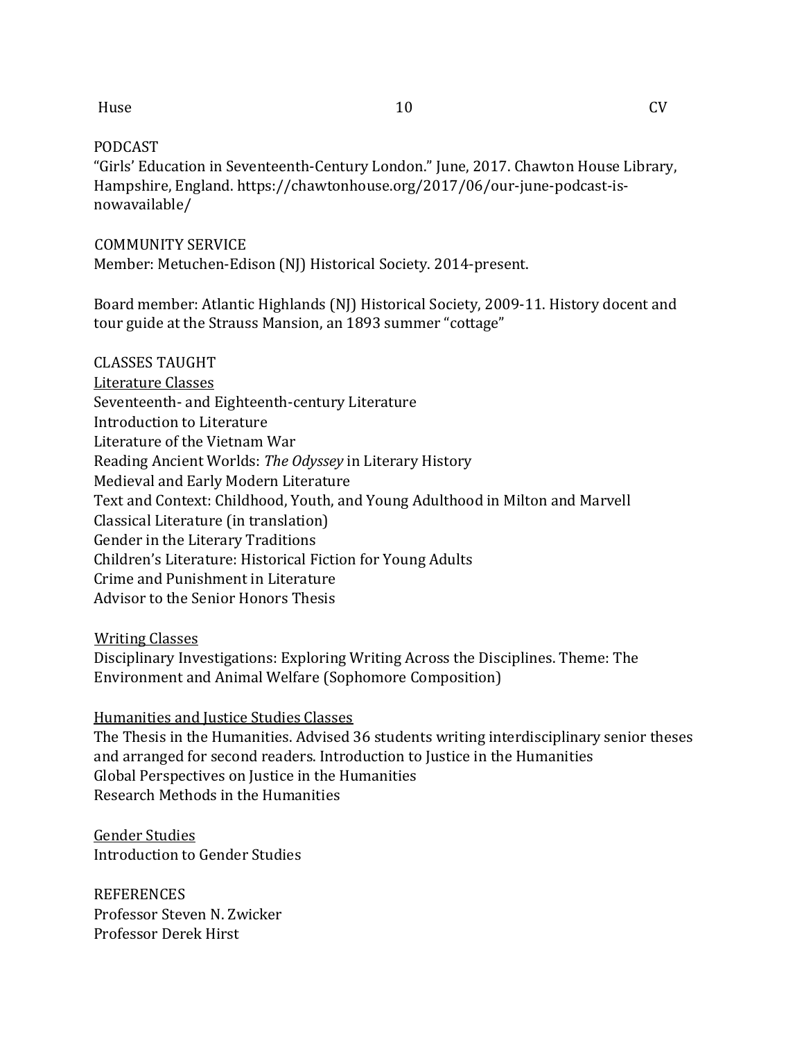PODCAST

"Girls' Education in Seventeenth-Century London." June, 2017. Chawton House Library, Hampshire, England. https://chawtonhouse.org/2017/06/our-june-podcast-is-nowavailable/

COMMUNITY SERVICE

Member: Metuchen-Edison (NJ) Historical Society. 2014-present.

Board member: Atlantic Highlands (NJ) Historical Society, 2009-11. History docent and tour guide at the Strauss Mansion, an 1893 summer "cottage"

CLASSES TAUGHT

<u>Literature Classes</u>

Seventeenth- and Eighteenth-century Literature
Introduction to Literature
Literature of the Vietnam War
Reading Ancient Worlds: *The Odyssey* in Literary History
Medieval and Early Modern Literature
Text and Context: Childhood, Youth, and Young Adulthood in Milton and Marvell
Classical Literature (in translation)
Gender in the Literary Traditions
Children's Literature: Historical Fiction for Young Adults
Crime and Punishment in Literature
Advisor to the Senior Honors Thesis

<u>Writing Classes</u>

Disciplinary Investigations: Exploring Writing Across the Disciplines. Theme: The Environment and Animal Welfare (Sophomore Composition)

<u>Humanities and Justice Studies Classes</u>

The Thesis in the Humanities. Advised 36 students writing interdisciplinary senior theses and arranged for second readers. Introduction to Justice in the Humanities
Global Perspectives on Justice in the Humanities
Research Methods in the Humanities

<u>Gender Studies</u>

Introduction to Gender Studies

REFERENCES

Professor Steven N. Zwicker
Professor Derek Hirst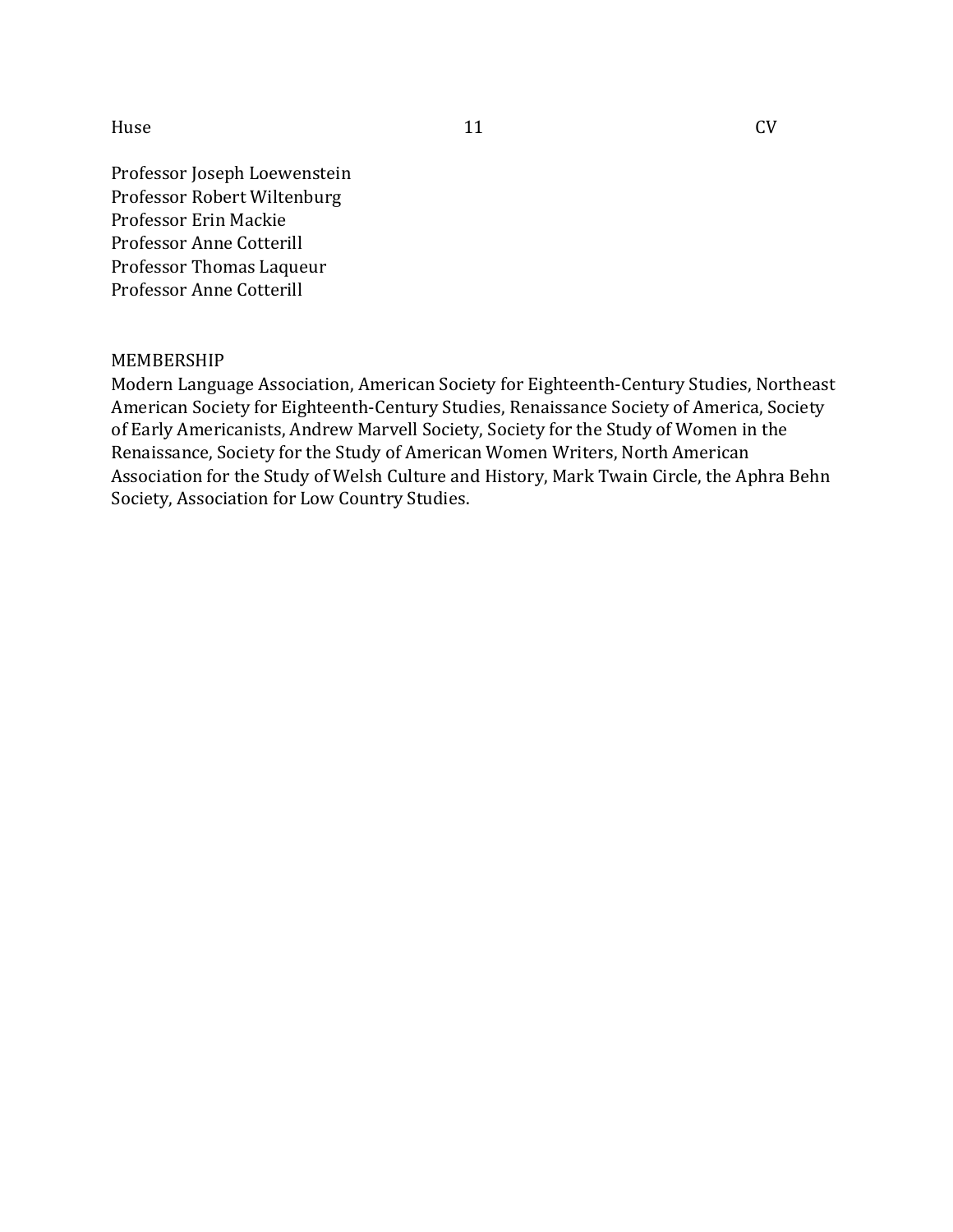Professor Joseph Loewenstein
Professor Robert Wiltenburg
Professor Erin Mackie
Professor Anne Cotterill
Professor Thomas Laqueur
Professor Anne Cotterill

## MEMBERSHIP

Modern Language Association, American Society for Eighteenth-Century Studies, Northeast American Society for Eighteenth-Century Studies, Renaissance Society of America, Society of Early Americanists, Andrew Marvell Society, Society for the Study of Women in the Renaissance, Society for the Study of American Women Writers, North American Association for the Study of Welsh Culture and History, Mark Twain Circle, the Aphra Behn Society, Association for Low Country Studies.